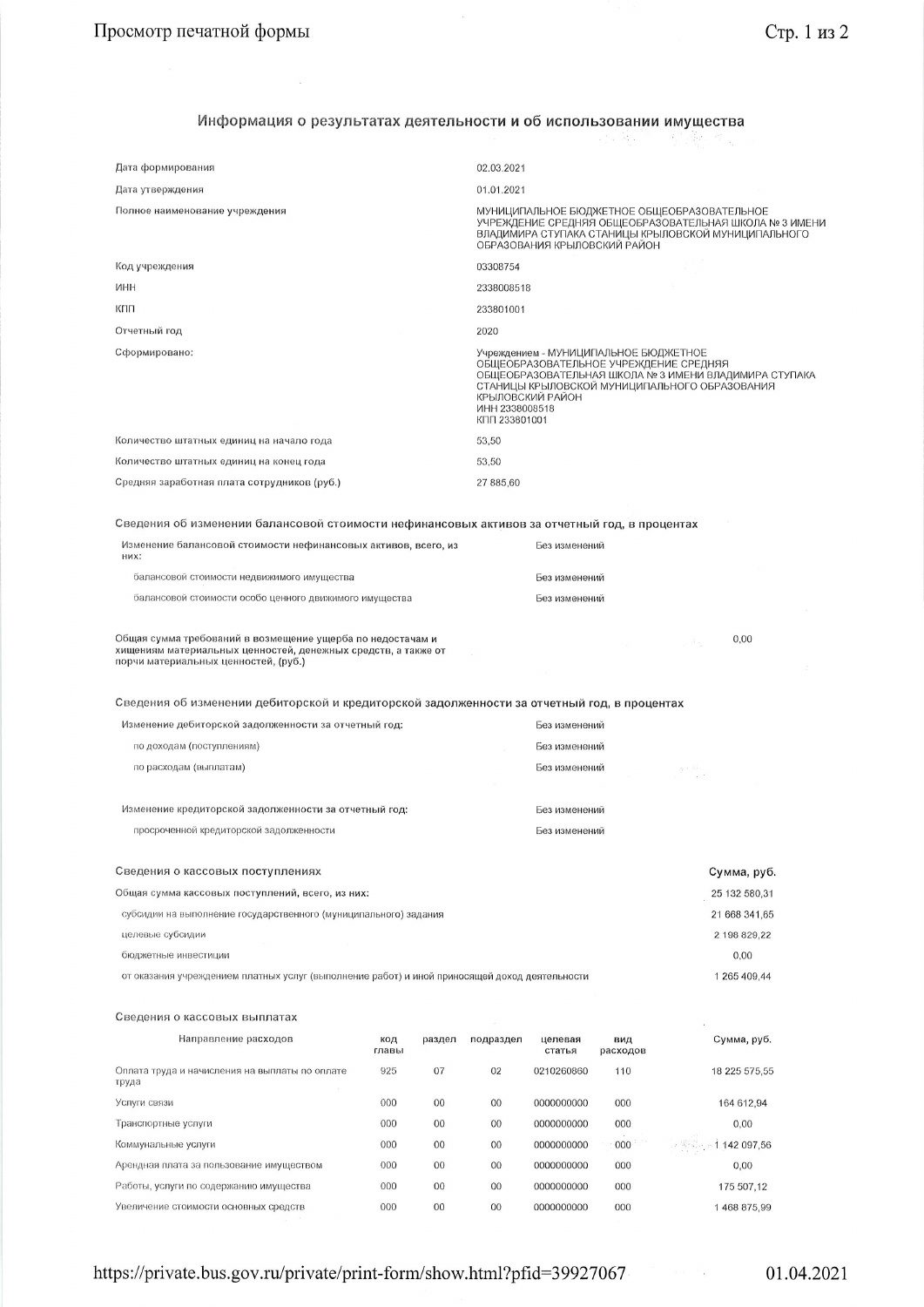# Информация о результатах деятельности и об использовании имущества

| | |
|---|---|
| Дата формирования | 02.03.2021 |
| Дата утверждения | 01.01.2021 |
| Полное наименование учреждения | МУНИЦИПАЛЬНОЕ БЮДЖЕТНОЕ ОБЩЕОБРАЗОВАТЕЛЬНОЕ УЧРЕЖДЕНИЕ СРЕДНЯЯ ОБЩЕОБРАЗОВАТЕЛЬНАЯ ШКОЛА № 3 ИМЕНИ ВЛАДИМИРА СТУПАКА СТАНИЦЫ КРЫЛОВСКОЙ МУНИЦИПАЛЬНОГО ОБРАЗОВАНИЯ КРЫЛОВСКИЙ РАЙОН |
| Код учреждения | 03308754 |
| ИНН | 2338008518 |
| КПП | 233801001 |
| Отчетный год | 2020 |
| Сформировано: | Учреждением - МУНИЦИПАЛЬНОЕ БЮДЖЕТНОЕ ОБЩЕОБРАЗОВАТЕЛЬНОЕ УЧРЕЖДЕНИЕ СРЕДНЯЯ ОБЩЕОБРАЗОВАТЕЛЬНАЯ ШКОЛА № 3 ИМЕНИ ВЛАДИМИРА СТУПАКА СТАНИЦЫ КРЫЛОВСКОЙ МУНИЦИПАЛЬНОГО ОБРАЗОВАНИЯ КРЫЛОВСКИЙ РАЙОН ИНН 2338008518 КПП 233801001 |
| Количество штатных единиц на начало года | 53,50 |
| Количество штатных единиц на конец года | 53,50 |
| Средняя заработная плата сотрудников (руб.) | 27 885,60 |

## Сведения об изменении балансовой стоимости нефинансовых активов за отчетный год, в процентах

| | |
|---|---|
| Изменение балансовой стоимости нефинансовых активов, всего, из них: | Без изменений |
| балансовой стоимости недвижимого имущества | Без изменений |
| балансовой стоимости особо ценного движимого имущества | Без изменений |

| | |
|---|---|
| Общая сумма требований в возмещение ущерба по недостачам и хищениям материальных ценностей, денежных средств, а также от порчи материальных ценностей, (руб.) | 0,00 |

## Сведения об изменении дебиторской и кредиторской задолженности за отчетный год, в процентах

| | |
|---|---|
| Изменение дебиторской задолженности за отчетный год: | Без изменений |
| по доходам (поступлениям) | Без изменений |
| по расходам (выплатам) | Без изменений |
| Изменение кредиторской задолженности за отчетный год: | Без изменений |
| просроченной кредиторской задолженности | Без изменений |

## Сведения о кассовых поступлениях

| | Сумма, руб. |
|---|---|
| Общая сумма кассовых поступлений, всего, из них: | 25 132 580,31 |
| субсидии на выполнение государственного (муниципального) задания | 21 668 341,65 |
| целевые субсидии | 2 198 829,22 |
| бюджетные инвестиции | 0,00 |
| от оказания учреждением платных услуг (выполнение работ) и иной приносящей доход деятельности | 1 265 409,44 |

## Сведения о кассовых выплатах

| Направление расходов | код главы | раздел | подраздел | целевая статья | вид расходов | Сумма, руб. |
|---|---|---|---|---|---|---|
| Оплата труда и начисления на выплаты по оплате труда | 925 | 07 | 02 | 0210260860 | 110 | 18 225 575,55 |
| Услуги связи | 000 | 00 | 00 | 0000000000 | 000 | 164 612,94 |
| Транспортные услуги | 000 | 00 | 00 | 0000000000 | 000 | 0,00 |
| Коммунальные услуги | 000 | 00 | 00 | 0000000000 | 000 | 1 142 097,56 |
| Арендная плата за пользование имуществом | 000 | 00 | 00 | 0000000000 | 000 | 0,00 |
| Работы, услуги по содержанию имущества | 000 | 00 | 00 | 0000000000 | 000 | 175 507,12 |
| Увеличение стоимости основных средств | 000 | 00 | 00 | 0000000000 | 000 | 1 468 875,99 |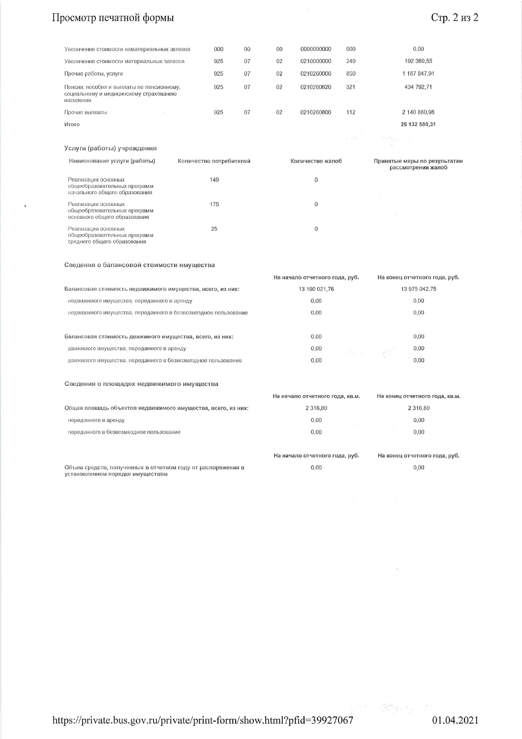| | | | | | | |
|---|---|---|---|---|---|---|
| Увеличение стоимости нематериальных активов | 000 | 00 | 00 | 0000000000 | 000 | 0,00 |
| Увеличение стоимости материальных запасов | 925 | 07 | 02 | 0210000000 | 240 | 192 389,55 |
| Прочие работы, услуги | 925 | 07 | 02 | 0210260000 | 850 | 1 187 847,91 |
| Пенсии, пособия и выплаты по пенсионному, социальному и медицинскому страхованию населения | 925 | 07 | 02 | 0210260820 | 321 | 434 792,71 |
| Прочие выплаты | 925 | 07 | 02 | 0210260800 | 112 | 2 140 880,98 |
| **Итого** | | | | | | **25 132 580,31** |

### Услуги (работы) учреждения

| Наименование услуги (работы) | Количество потребителей | Количество жалоб | Принятые меры по результатам рассмотрения жалоб |
|---|---|---|---|
| Реализация основных общеобразовательных программ начального общего образования | 149 | 0 | |
| Реализация основных общеобразовательных программ основного общего образования | 175 | 0 | |
| Реализация основных общеобразовательных программ среднего общего образования | 25 | 0 | |

### Сведения о балансовой стоимости имущества

| | На начало отчетного года, руб. | На конец отчетного года, руб. |
|---|---|---|
| Балансовая стоимость недвижимого имущества, всего, из них: | 13 190 021,76 | 13 975 042,75 |
| недвижимого имущества, переданного в аренду | 0,00 | 0,00 |
| недвижимого имущества, переданного в безвозмездное пользование | 0,00 | 0,00 |
| Балансовая стоимость движимого имущества, всего, из них: | 0,00 | 0,00 |
| движимого имущества, переданного в аренду | 0,00 | 0,00 |
| движимого имущества, переданного в безвозмездное пользование | 0,00 | 0,00 |

### Сведения о площадях недвижимого имущества

| | На начало отчетного года, кв.м. | На конец отчетного года, кв.м. |
|---|---|---|
| Общая площадь объектов недвижимого имущества, всего, из них: | 2 316,80 | 2 316,80 |
| переданного в аренду | 0,00 | 0,00 |
| переданного в безвозмездное пользование | 0,00 | 0,00 |

| | На начало отчетного года, руб. | На конец отчетного года, руб. |
|---|---|---|
| Объем средств, полученных в отчетном году от распоряжения в установленном порядке имуществом | 0,00 | 0,00 |